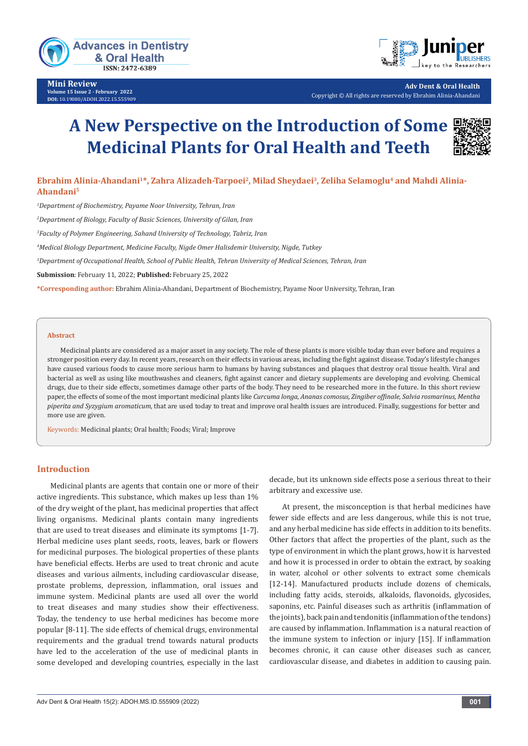# A New Perspective on the Introduction of Some Medicinal Plants for Oral Health and Teeth

**Ebrahim Alinia-Ahandani[1]*, Zahra Alizadeh-Tarpoei[2], Milad Sheydaei[3], Zeliha Selamoglu[4] and Mahdi Alinia-Ahandani[5]**

*[1]Department of Biochemistry, Payame Noor University, Tehran, Iran*

*[2]Department of Biology, Faculty of Basic Sciences, University of Gilan, Iran*

*[3]Faculty of Polymer Engineering, Sahand University of Technology, Tabriz, Iran*

*[4]Medical Biology Department, Medicine Faculty, Nigde Omer Halisdemir University, Nigde, Tutkey*

*[5]Department of Occupational Health, School of Public Health, Tehran University of Medical Sciences, Tehran, Iran*

**Submission**: February 11, 2022; **Published:** February 25, 2022

***Corresponding author:** Ebrahim Alinia-Ahandani, Department of Biochemistry, Payame Noor University, Tehran, Iran

## Abstract

Medicinal plants are considered as a major asset in any society. The role of these plants is more visible today than ever before and requires a stronger position every day. In recent years, research on their effects in various areas, including the fight against disease. Today's lifestyle changes have caused various foods to cause more serious harm to humans by having substances and plaques that destroy oral tissue health. Viral and bacterial as well as using like mouthwashes and cleaners, fight against cancer and dietary supplements are developing and evolving. Chemical drugs, due to their side effects, sometimes damage other parts of the body. They need to be researched more in the future. In this short review paper, the effects of some of the most important medicinal plants like *Curcuma longa, Ananas comosus, Zingiber offinale, Salvia rosmarinus, Mentha piperita and Syzygium aromaticum*, that are used today to treat and improve oral health issues are introduced. Finally, suggestions for better and more use are given.

Keywords: Medicinal plants; Oral health; Foods; Viral; Improve

## Introduction

Medicinal plants are agents that contain one or more of their active ingredients. This substance, which makes up less than 1% of the dry weight of the plant, has medicinal properties that affect living organisms. Medicinal plants contain many ingredients that are used to treat diseases and eliminate its symptoms [1-7]. Herbal medicine uses plant seeds, roots, leaves, bark or flowers for medicinal purposes. The biological properties of these plants have beneficial effects. Herbs are used to treat chronic and acute diseases and various ailments, including cardiovascular disease, prostate problems, depression, inflammation, oral issues and immune system. Medicinal plants are used all over the world to treat diseases and many studies show their effectiveness. Today, the tendency to use herbal medicines has become more popular [8-11]. The side effects of chemical drugs, environmental requirements and the gradual trend towards natural products have led to the acceleration of the use of medicinal plants in some developed and developing countries, especially in the last decade, but its unknown side effects pose a serious threat to their arbitrary and excessive use.

At present, the misconception is that herbal medicines have fewer side effects and are less dangerous, while this is not true, and any herbal medicine has side effects in addition to its benefits. Other factors that affect the properties of the plant, such as the type of environment in which the plant grows, how it is harvested and how it is processed in order to obtain the extract, by soaking in water, alcohol or other solvents to extract some chemicals [12-14]. Manufactured products include dozens of chemicals, including fatty acids, steroids, alkaloids, flavonoids, glycosides, saponins, etc. Painful diseases such as arthritis (inflammation of the joints), back pain and tendonitis (inflammation of the tendons) are caused by inflammation. Inflammation is a natural reaction of the immune system to infection or injury [15]. If inflammation becomes chronic, it can cause other diseases such as cancer, cardiovascular disease, and diabetes in addition to causing pain.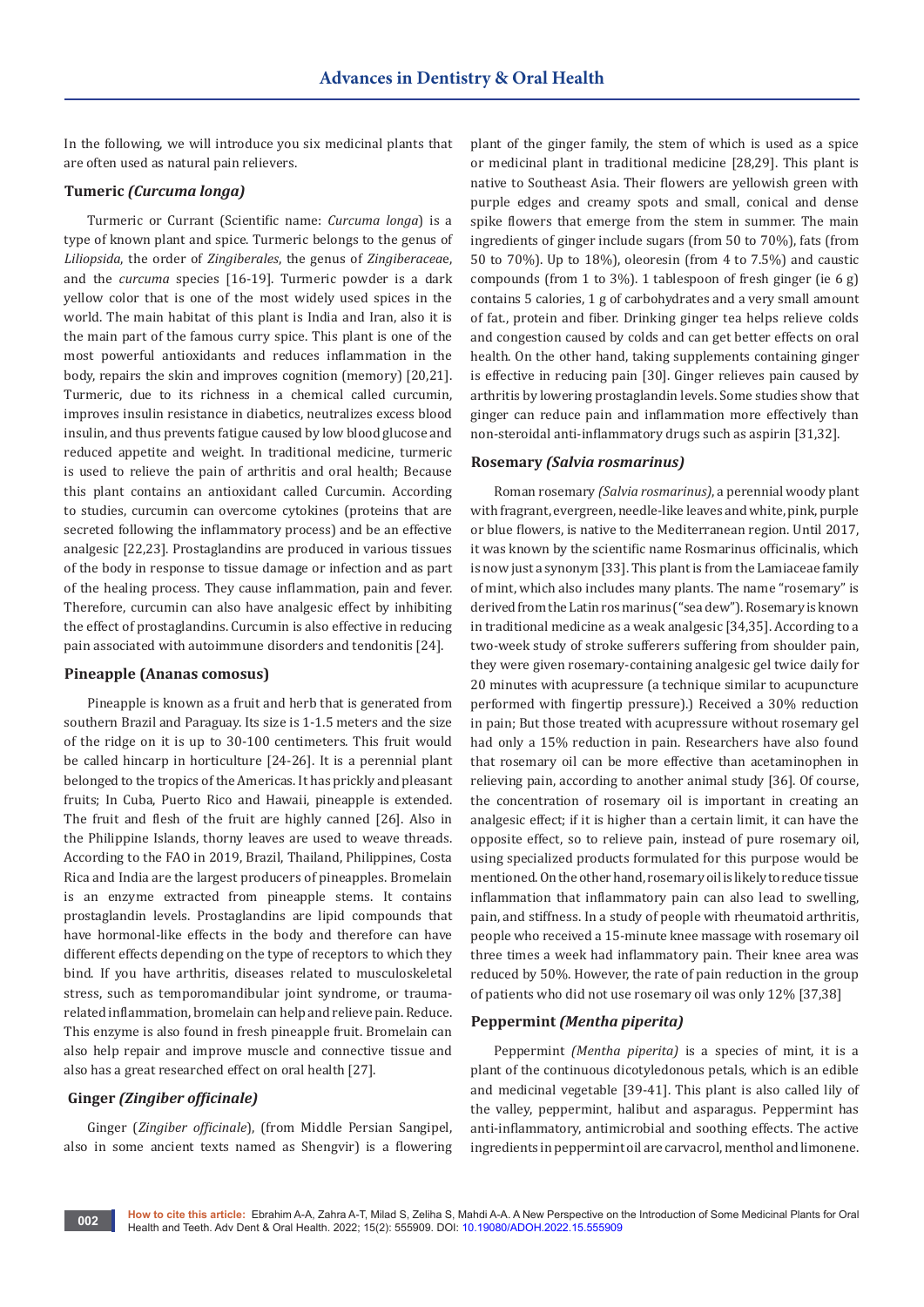In the following, we will introduce you six medicinal plants that are often used as natural pain relievers.

### Tumeric *(Curcuma longa)*

Turmeric or Currant (Scientific name: *Curcuma longa*) is a type of known plant and spice. Turmeric belongs to the genus of *Liliopsida*, the order of *Zingiberales*, the genus of *Zingiberaceae*, and the *curcuma* species [16-19]. Turmeric powder is a dark yellow color that is one of the most widely used spices in the world. The main habitat of this plant is India and Iran, also it is the main part of the famous curry spice. This plant is one of the most powerful antioxidants and reduces inflammation in the body, repairs the skin and improves cognition (memory) [20,21]. Turmeric, due to its richness in a chemical called curcumin, improves insulin resistance in diabetics, neutralizes excess blood insulin, and thus prevents fatigue caused by low blood glucose and reduced appetite and weight. In traditional medicine, turmeric is used to relieve the pain of arthritis and oral health; Because this plant contains an antioxidant called Curcumin. According to studies, curcumin can overcome cytokines (proteins that are secreted following the inflammatory process) and be an effective analgesic [22,23]. Prostaglandins are produced in various tissues of the body in response to tissue damage or infection and as part of the healing process. They cause inflammation, pain and fever. Therefore, curcumin can also have analgesic effect by inhibiting the effect of prostaglandins. Curcumin is also effective in reducing pain associated with autoimmune disorders and tendonitis [24].

### Pineapple (Ananas comosus)

Pineapple is known as a fruit and herb that is generated from southern Brazil and Paraguay. Its size is 1-1.5 meters and the size of the ridge on it is up to 30-100 centimeters. This fruit would be called hincarp in horticulture [24-26]. It is a perennial plant belonged to the tropics of the Americas. It has prickly and pleasant fruits; In Cuba, Puerto Rico and Hawaii, pineapple is extended. The fruit and flesh of the fruit are highly canned [26]. Also in the Philippine Islands, thorny leaves are used to weave threads. According to the FAO in 2019, Brazil, Thailand, Philippines, Costa Rica and India are the largest producers of pineapples. Bromelain is an enzyme extracted from pineapple stems. It contains prostaglandin levels. Prostaglandins are lipid compounds that have hormonal-like effects in the body and therefore can have different effects depending on the type of receptors to which they bind. If you have arthritis, diseases related to musculoskeletal stress, such as temporomandibular joint syndrome, or trauma-related inflammation, bromelain can help and relieve pain. Reduce. This enzyme is also found in fresh pineapple fruit. Bromelain can also help repair and improve muscle and connective tissue and also has a great researched effect on oral health [27].

### Ginger *(Zingiber officinale)*

Ginger (*Zingiber officinale*), (from Middle Persian Sangipel, also in some ancient texts named as Shengvir) is a flowering plant of the ginger family, the stem of which is used as a spice or medicinal plant in traditional medicine [28,29]. This plant is native to Southeast Asia. Their flowers are yellowish green with purple edges and creamy spots and small, conical and dense spike flowers that emerge from the stem in summer. The main ingredients of ginger include sugars (from 50 to 70%), fats (from 50 to 70%). Up to 18%), oleoresin (from 4 to 7.5%) and caustic compounds (from 1 to 3%). 1 tablespoon of fresh ginger (ie 6 g) contains 5 calories, 1 g of carbohydrates and a very small amount of fat., protein and fiber. Drinking ginger tea helps relieve colds and congestion caused by colds and can get better effects on oral health. On the other hand, taking supplements containing ginger is effective in reducing pain [30]. Ginger relieves pain caused by arthritis by lowering prostaglandin levels. Some studies show that ginger can reduce pain and inflammation more effectively than non-steroidal anti-inflammatory drugs such as aspirin [31,32].

### Rosemary *(Salvia rosmarinus)*

Roman rosemary *(Salvia rosmarinus)*, a perennial woody plant with fragrant, evergreen, needle-like leaves and white, pink, purple or blue flowers, is native to the Mediterranean region. Until 2017, it was known by the scientific name Rosmarinus officinalis, which is now just a synonym [33]. This plant is from the Lamiaceae family of mint, which also includes many plants. The name "rosemary" is derived from the Latin ros marinus ("sea dew"). Rosemary is known in traditional medicine as a weak analgesic [34,35]. According to a two-week study of stroke sufferers suffering from shoulder pain, they were given rosemary-containing analgesic gel twice daily for 20 minutes with acupressure (a technique similar to acupuncture performed with fingertip pressure).) Received a 30% reduction in pain; But those treated with acupressure without rosemary gel had only a 15% reduction in pain. Researchers have also found that rosemary oil can be more effective than acetaminophen in relieving pain, according to another animal study [36]. Of course, the concentration of rosemary oil is important in creating an analgesic effect; if it is higher than a certain limit, it can have the opposite effect, so to relieve pain, instead of pure rosemary oil, using specialized products formulated for this purpose would be mentioned. On the other hand, rosemary oil is likely to reduce tissue inflammation that inflammatory pain can also lead to swelling, pain, and stiffness. In a study of people with rheumatoid arthritis, people who received a 15-minute knee massage with rosemary oil three times a week had inflammatory pain. Their knee area was reduced by 50%. However, the rate of pain reduction in the group of patients who did not use rosemary oil was only 12% [37,38]

### Peppermint *(Mentha piperita)*

Peppermint *(Mentha piperita)* is a species of mint, it is a plant of the continuous dicotyledonous petals, which is an edible and medicinal vegetable [39-41]. This plant is also called lily of the valley, peppermint, halibut and asparagus. Peppermint has anti-inflammatory, antimicrobial and soothing effects. The active ingredients in peppermint oil are carvacrol, menthol and limonene.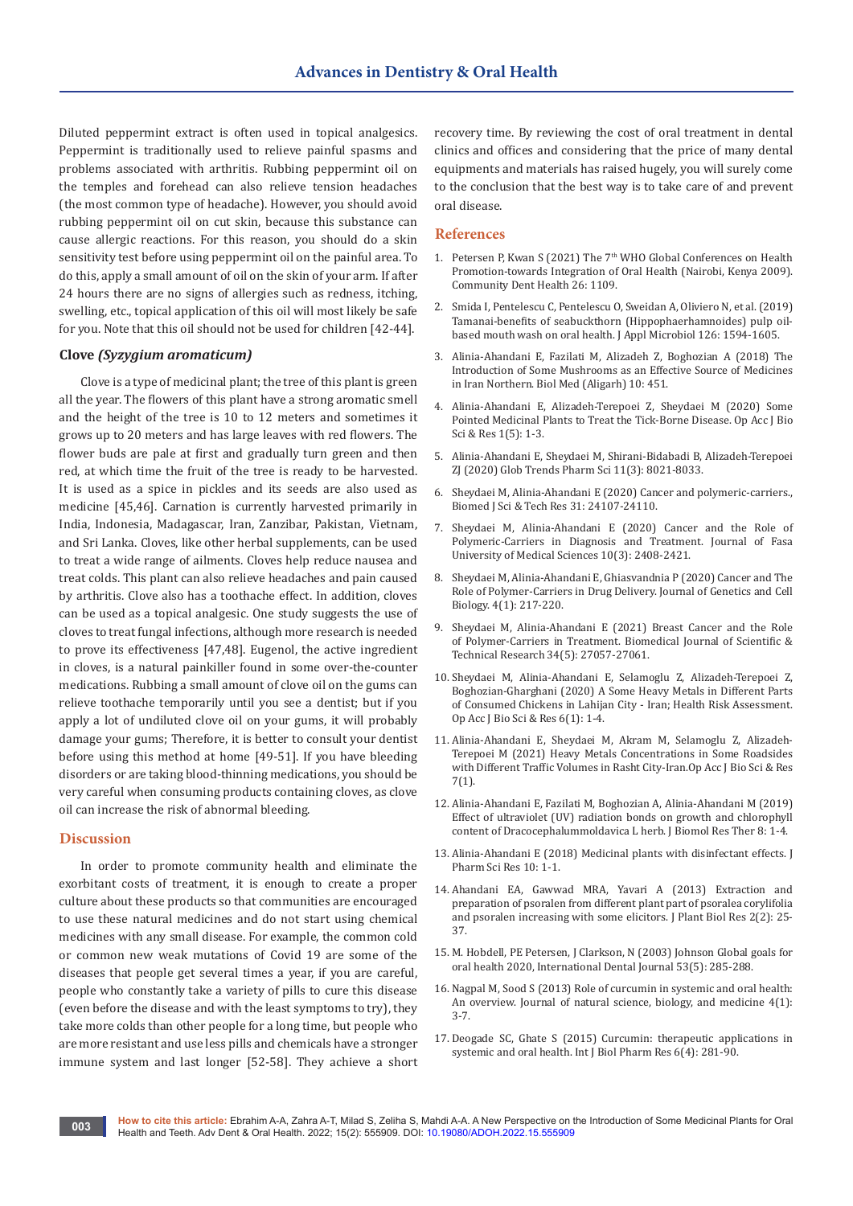Diluted peppermint extract is often used in topical analgesics. Peppermint is traditionally used to relieve painful spasms and problems associated with arthritis. Rubbing peppermint oil on the temples and forehead can also relieve tension headaches (the most common type of headache). However, you should avoid rubbing peppermint oil on cut skin, because this substance can cause allergic reactions. For this reason, you should do a skin sensitivity test before using peppermint oil on the painful area. To do this, apply a small amount of oil on the skin of your arm. If after 24 hours there are no signs of allergies such as redness, itching, swelling, etc., topical application of this oil will most likely be safe for you. Note that this oil should not be used for children [42-44].

### Clove *(Syzygium aromaticum)*

Clove is a type of medicinal plant; the tree of this plant is green all the year. The flowers of this plant have a strong aromatic smell and the height of the tree is 10 to 12 meters and sometimes it grows up to 20 meters and has large leaves with red flowers. The flower buds are pale at first and gradually turn green and then red, at which time the fruit of the tree is ready to be harvested. It is used as a spice in pickles and its seeds are also used as medicine [45,46]. Carnation is currently harvested primarily in India, Indonesia, Madagascar, Iran, Zanzibar, Pakistan, Vietnam, and Sri Lanka. Cloves, like other herbal supplements, can be used to treat a wide range of ailments. Cloves help reduce nausea and treat colds. This plant can also relieve headaches and pain caused by arthritis. Clove also has a toothache effect. In addition, cloves can be used as a topical analgesic. One study suggests the use of cloves to treat fungal infections, although more research is needed to prove its effectiveness [47,48]. Eugenol, the active ingredient in cloves, is a natural painkiller found in some over-the-counter medications. Rubbing a small amount of clove oil on the gums can relieve toothache temporarily until you see a dentist; but if you apply a lot of undiluted clove oil on your gums, it will probably damage your gums; Therefore, it is better to consult your dentist before using this method at home [49-51]. If you have bleeding disorders or are taking blood-thinning medications, you should be very careful when consuming products containing cloves, as clove oil can increase the risk of abnormal bleeding.

## Discussion

In order to promote community health and eliminate the exorbitant costs of treatment, it is enough to create a proper culture about these products so that communities are encouraged to use these natural medicines and do not start using chemical medicines with any small disease. For example, the common cold or common new weak mutations of Covid 19 are some of the diseases that people get several times a year, if you are careful, people who constantly take a variety of pills to cure this disease (even before the disease and with the least symptoms to try), they take more colds than other people for a long time, but people who are more resistant and use less pills and chemicals have a stronger immune system and last longer [52-58]. They achieve a short recovery time. By reviewing the cost of oral treatment in dental clinics and offices and considering that the price of many dental equipments and materials has raised hugely, you will surely come to the conclusion that the best way is to take care of and prevent oral disease.

## References

1. Petersen P, Kwan S (2021) The 7th WHO Global Conferences on Health Promotion-towards Integration of Oral Health (Nairobi, Kenya 2009). Community Dent Health 26: 1109.
2. Smida I, Pentelescu C, Pentelescu O, Sweidan A, Oliviero N, et al. (2019) Tamanai-benefits of seabuckthorn (Hippophaerhamnoides) pulp oil-based mouth wash on oral health. J Appl Microbiol 126: 1594-1605.
3. Alinia-Ahandani E, Fazilati M, Alizadeh Z, Boghozian A (2018) The Introduction of Some Mushrooms as an Effective Source of Medicines in Iran Northern. Biol Med (Aligarh) 10: 451.
4. Alinia-Ahandani E, Alizadeh-Terepoei Z, Sheydaei M (2020) Some Pointed Medicinal Plants to Treat the Tick-Borne Disease. Op Acc J Bio Sci & Res 1(5): 1-3.
5. Alinia-Ahandani E, Sheydaei M, Shirani-Bidabadi B, Alizadeh-Terepoei ZJ (2020) Glob Trends Pharm Sci 11(3): 8021-8033.
6. Sheydaei M, Alinia-Ahandani E (2020) Cancer and polymeric-carriers., Biomed J Sci & Tech Res 31: 24107-24110.
7. Sheydaei M, Alinia-Ahandani E (2020) Cancer and the Role of Polymeric-Carriers in Diagnosis and Treatment. Journal of Fasa University of Medical Sciences 10(3): 2408-2421.
8. Sheydaei M, Alinia-Ahandani E, Ghiasvandnia P (2020) Cancer and The Role of Polymer-Carriers in Drug Delivery. Journal of Genetics and Cell Biology. 4(1): 217-220.
9. Sheydaei M, Alinia-Ahandani E (2021) Breast Cancer and the Role of Polymer-Carriers in Treatment. Biomedical Journal of Scientific & Technical Research 34(5): 27057-27061.
10. Sheydaei M, Alinia-Ahandani E, Selamoglu Z, Alizadeh-Terepoei Z, Boghozian-Gharghani (2020) A Some Heavy Metals in Different Parts of Consumed Chickens in Lahijan City - Iran; Health Risk Assessment. Op Acc J Bio Sci & Res 6(1): 1-4.
11. Alinia-Ahandani E, Sheydaei M, Akram M, Selamoglu Z, Alizadeh-Terepoei M (2021) Heavy Metals Concentrations in Some Roadsides with Different Traffic Volumes in Rasht City-Iran.Op Acc J Bio Sci & Res 7(1).
12. Alinia-Ahandani E, Fazilati M, Boghozian A, Alinia-Ahandani M (2019) Effect of ultraviolet (UV) radiation bonds on growth and chlorophyll content of Dracocephalummoldavica L herb. J Biomol Res Ther 8: 1-4.
13. Alinia-Ahandani E (2018) Medicinal plants with disinfectant effects. J Pharm Sci Res 10: 1-1.
14. Ahandani EA, Gawwad MRA, Yavari A (2013) Extraction and preparation of psoralen from different plant part of psoralea corylifolia and psoralen increasing with some elicitors. J Plant Biol Res 2(2): 25-37.
15. M. Hobdell, PE Petersen, J Clarkson, N (2003) Johnson Global goals for oral health 2020, International Dental Journal 53(5): 285-288.
16. Nagpal M, Sood S (2013) Role of curcumin in systemic and oral health: An overview. Journal of natural science, biology, and medicine 4(1): 3-7.
17. Deogade SC, Ghate S (2015) Curcumin: therapeutic applications in systemic and oral health. Int J Biol Pharm Res 6(4): 281-90.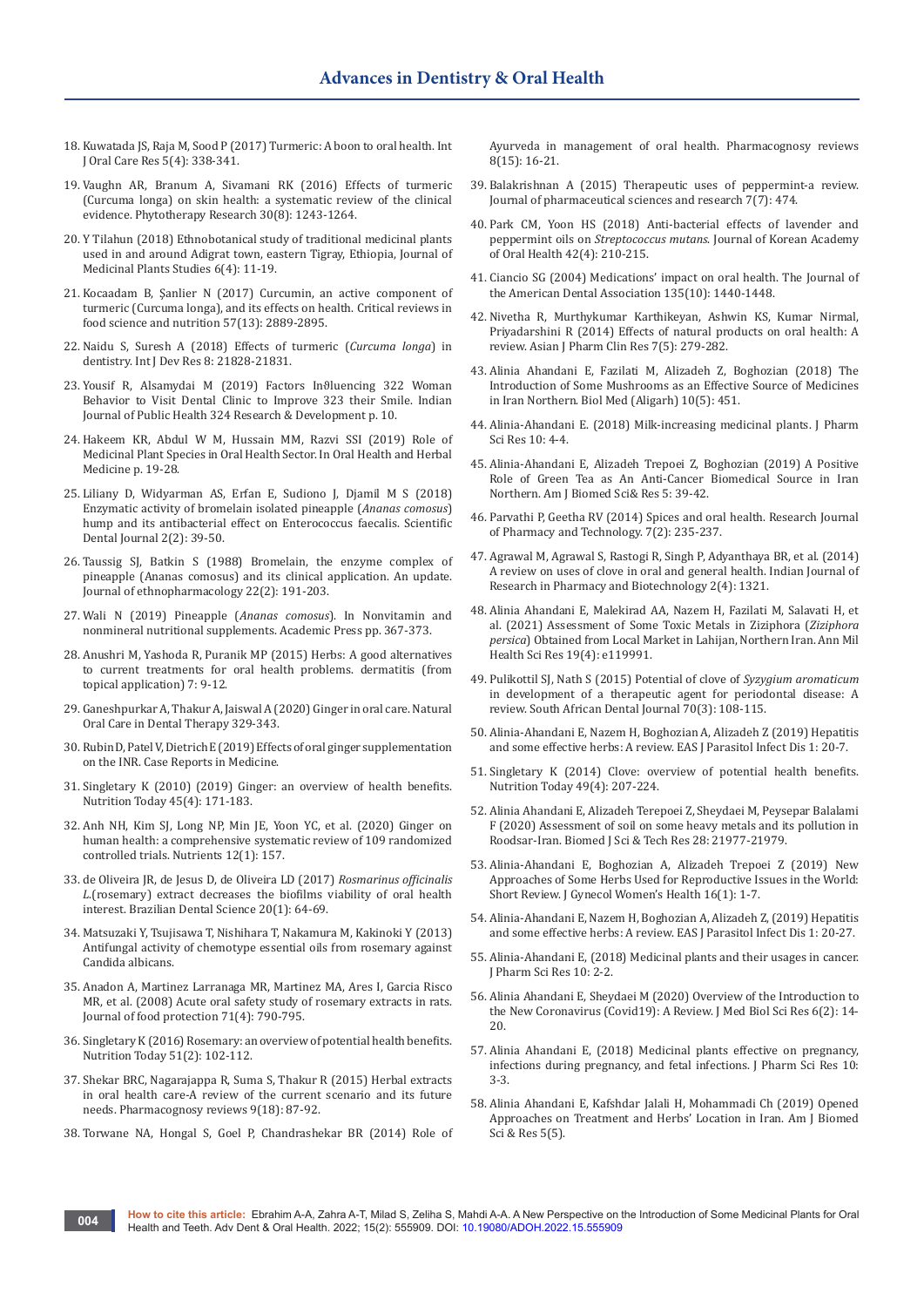18. Kuwatada JS, Raja M, Sood P (2017) Turmeric: A boon to oral health. Int J Oral Care Res 5(4): 338-341.
19. Vaughn AR, Branum A, Sivamani RK (2016) Effects of turmeric (Curcuma longa) on skin health: a systematic review of the clinical evidence. Phytotherapy Research 30(8): 1243-1264.
20. Y Tilahun (2018) Ethnobotanical study of traditional medicinal plants used in and around Adigrat town, eastern Tigray, Ethiopia, Journal of Medicinal Plants Studies 6(4): 11-19.
21. Kocaadam B, Şanlier N (2017) Curcumin, an active component of turmeric (Curcuma longa), and its effects on health. Critical reviews in food science and nutrition 57(13): 2889-2895.
22. Naidu S, Suresh A (2018) Effects of turmeric (*Curcuma longa*) in dentistry. Int J Dev Res 8: 21828-21831.
23. Yousif R, Alsamydai M (2019) Factors Inϐluencing 322 Woman Behavior to Visit Dental Clinic to Improve 323 their Smile. Indian Journal of Public Health 324 Research & Development p. 10.
24. Hakeem KR, Abdul W M, Hussain MM, Razvi SSI (2019) Role of Medicinal Plant Species in Oral Health Sector. In Oral Health and Herbal Medicine p. 19-28.
25. Liliany D, Widyarman AS, Erfan E, Sudiono J, Djamil M S (2018) Enzymatic activity of bromelain isolated pineapple (*Ananas comosus*) hump and its antibacterial effect on Enterococcus faecalis. Scientific Dental Journal 2(2): 39-50.
26. Taussig SJ, Batkin S (1988) Bromelain, the enzyme complex of pineapple (Ananas comosus) and its clinical application. An update. Journal of ethnopharmacology 22(2): 191-203.
27. Wali N (2019) Pineapple (*Ananas comosus*). In Nonvitamin and nonmineral nutritional supplements. Academic Press pp. 367-373.
28. Anushri M, Yashoda R, Puranik MP (2015) Herbs: A good alternatives to current treatments for oral health problems. dermatitis (from topical application) 7: 9-12.
29. Ganeshpurkar A, Thakur A, Jaiswal A (2020) Ginger in oral care. Natural Oral Care in Dental Therapy 329-343.
30. Rubin D, Patel V, Dietrich E (2019) Effects of oral ginger supplementation on the INR. Case Reports in Medicine.
31. Singletary K (2010) (2019) Ginger: an overview of health benefits. Nutrition Today 45(4): 171-183.
32. Anh NH, Kim SJ, Long NP, Min JE, Yoon YC, et al. (2020) Ginger on human health: a comprehensive systematic review of 109 randomized controlled trials. Nutrients 12(1): 157.
33. de Oliveira JR, de Jesus D, de Oliveira LD (2017) *Rosmarinus officinalis L.*(rosemary) extract decreases the biofilms viability of oral health interest. Brazilian Dental Science 20(1): 64-69.
34. Matsuzaki Y, Tsujisawa T, Nishihara T, Nakamura M, Kakinoki Y (2013) Antifungal activity of chemotype essential oils from rosemary against Candida albicans.
35. Anadon A, Martinez Larranaga MR, Martinez MA, Ares I, Garcia Risco MR, et al. (2008) Acute oral safety study of rosemary extracts in rats. Journal of food protection 71(4): 790-795.
36. Singletary K (2016) Rosemary: an overview of potential health benefits. Nutrition Today 51(2): 102-112.
37. Shekar BRC, Nagarajappa R, Suma S, Thakur R (2015) Herbal extracts in oral health care-A review of the current scenario and its future needs. Pharmacognosy reviews 9(18): 87-92.
38. Torwane NA, Hongal S, Goel P, Chandrashekar BR (2014) Role of Ayurveda in management of oral health. Pharmacognosy reviews 8(15): 16-21.
39. Balakrishnan A (2015) Therapeutic uses of peppermint-a review. Journal of pharmaceutical sciences and research 7(7): 474.
40. Park CM, Yoon HS (2018) Anti-bacterial effects of lavender and peppermint oils on *Streptococcus mutans*. Journal of Korean Academy of Oral Health 42(4): 210-215.
41. Ciancio SG (2004) Medications' impact on oral health. The Journal of the American Dental Association 135(10): 1440-1448.
42. Nivetha R, Murthykumar Karthikeyan, Ashwin KS, Kumar Nirmal, Priyadarshini R (2014) Effects of natural products on oral health: A review. Asian J Pharm Clin Res 7(5): 279-282.
43. Alinia Ahandani E, Fazilati M, Alizadeh Z, Boghozian (2018) The Introduction of Some Mushrooms as an Effective Source of Medicines in Iran Northern. Biol Med (Aligarh) 10(5): 451.
44. Alinia-Ahandani E. (2018) Milk-increasing medicinal plants. J Pharm Sci Res 10: 4-4.
45. Alinia-Ahandani E, Alizadeh Trepoei Z, Boghozian (2019) A Positive Role of Green Tea as An Anti-Cancer Biomedical Source in Iran Northern. Am J Biomed Sci& Res 5: 39-42.
46. Parvathi P, Geetha RV (2014) Spices and oral health. Research Journal of Pharmacy and Technology. 7(2): 235-237.
47. Agrawal M, Agrawal S, Rastogi R, Singh P, Adyanthaya BR, et al. (2014) A review on uses of clove in oral and general health. Indian Journal of Research in Pharmacy and Biotechnology 2(4): 1321.
48. Alinia Ahandani E, Malekirad AA, Nazem H, Fazilati M, Salavati H, et al. (2021) Assessment of Some Toxic Metals in Ziziphora (*Ziziphora persica*) Obtained from Local Market in Lahijan, Northern Iran. Ann Mil Health Sci Res 19(4): e119991.
49. Pulikottil SJ, Nath S (2015) Potential of clove of *Syzygium aromaticum* in development of a therapeutic agent for periodontal disease: A review. South African Dental Journal 70(3): 108-115.
50. Alinia-Ahandani E, Nazem H, Boghozian A, Alizadeh Z (2019) Hepatitis and some effective herbs: A review. EAS J Parasitol Infect Dis 1: 20-7.
51. Singletary K (2014) Clove: overview of potential health benefits. Nutrition Today 49(4): 207-224.
52. Alinia Ahandani E, Alizadeh Terepoei Z, Sheydaei M, Peysepar Balalami F (2020) Assessment of soil on some heavy metals and its pollution in Roodsar-Iran. Biomed J Sci & Tech Res 28: 21977-21979.
53. Alinia-Ahandani E, Boghozian A, Alizadeh Trepoei Z (2019) New Approaches of Some Herbs Used for Reproductive Issues in the World: Short Review. J Gynecol Women's Health 16(1): 1-7.
54. Alinia-Ahandani E, Nazem H, Boghozian A, Alizadeh Z, (2019) Hepatitis and some effective herbs: A review. EAS J Parasitol Infect Dis 1: 20-27.
55. Alinia-Ahandani E, (2018) Medicinal plants and their usages in cancer. J Pharm Sci Res 10: 2-2.
56. Alinia Ahandani E, Sheydaei M (2020) Overview of the Introduction to the New Coronavirus (Covid19): A Review. J Med Biol Sci Res 6(2): 14-20.
57. Alinia Ahandani E, (2018) Medicinal plants effective on pregnancy, infections during pregnancy, and fetal infections. J Pharm Sci Res 10: 3-3.
58. Alinia Ahandani E, Kafshdar Jalali H, Mohammadi Ch (2019) Opened Approaches on Treatment and Herbs' Location in Iran. Am J Biomed Sci & Res 5(5).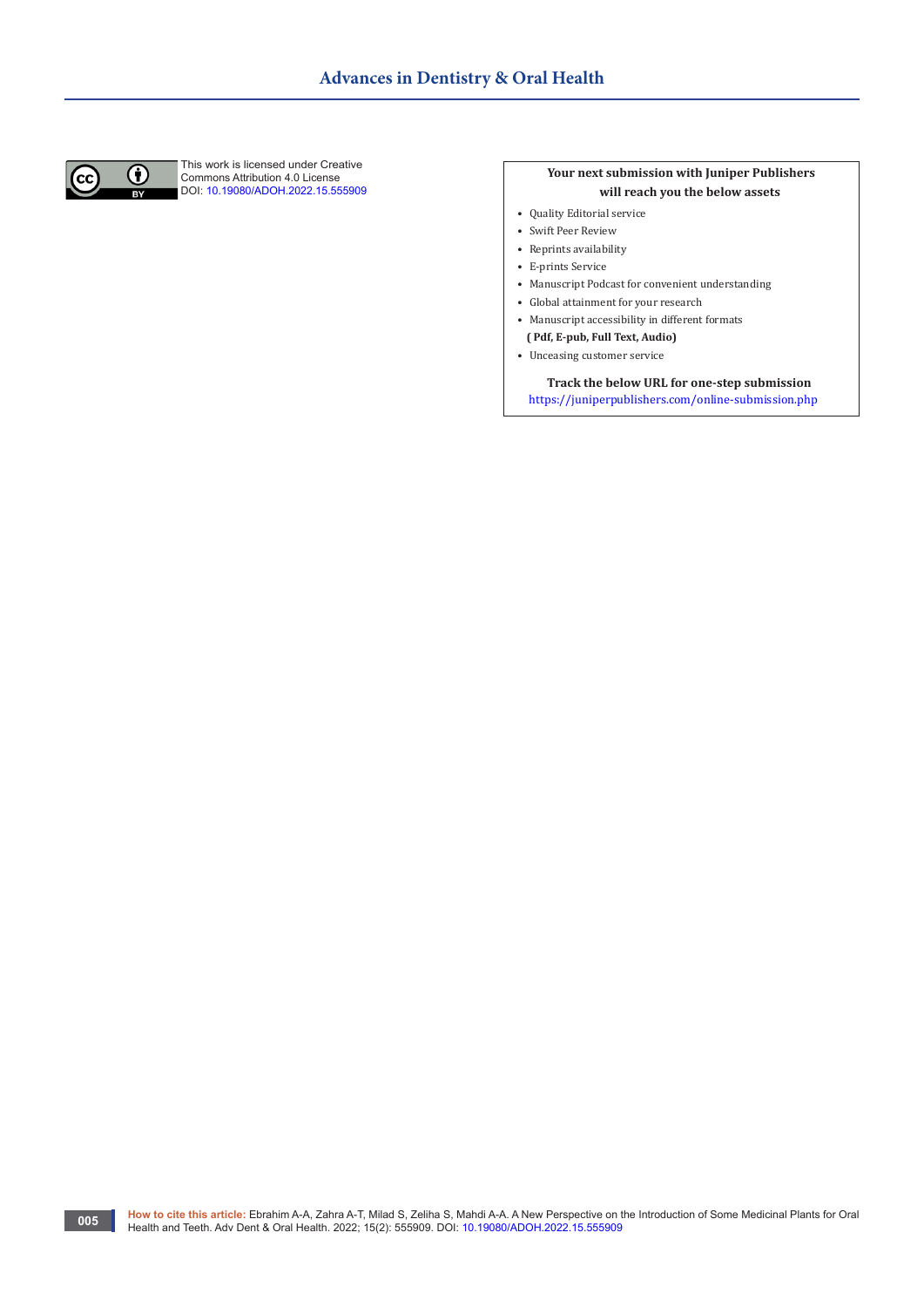This work is licensed under Creative Commons Attribution 4.0 License
DOI: 10.19080/ADOH.2022.15.555909

**Your next submission with Juniper Publishers will reach you the below assets**

- Quality Editorial service
- Swift Peer Review
- Reprints availability
- E-prints Service
- Manuscript Podcast for convenient understanding
- Global attainment for your research
- Manuscript accessibility in different formats
  **( Pdf, E-pub, Full Text, Audio)**
- Unceasing customer service

**Track the below URL for one-step submission**
https://juniperpublishers.com/online-submission.php

**How to cite this article:** Ebrahim A-A, Zahra A-T, Milad S, Zeliha S, Mahdi A-A. A New Perspective on the Introduction of Some Medicinal Plants for Oral Health and Teeth. Adv Dent & Oral Health. 2022; 15(2): 555909. DOI: 10.19080/ADOH.2022.15.555909